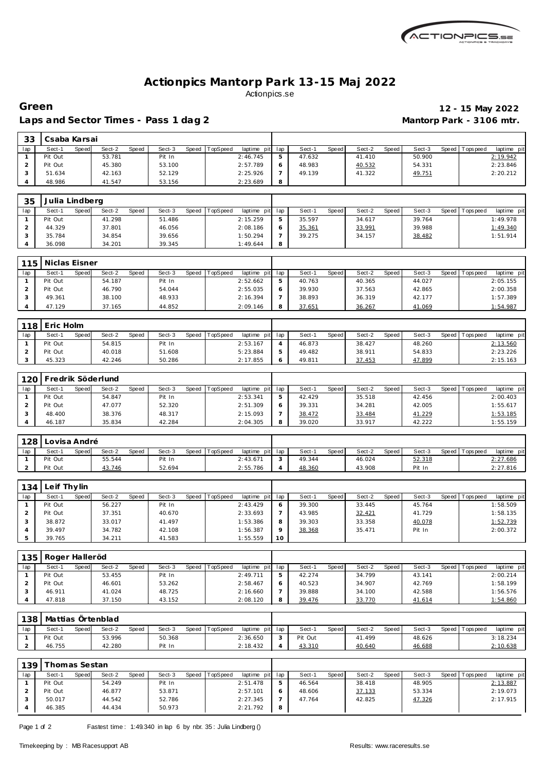# Actionpics Mantorp Park 13-15 Maj 2022

Actionpics.se

**Green** **12 - 15 May 2022**

**Laps and Sector Times - Pass 1 dag 2** **Mantorp Park - 3106 mtr.**

| 33 | Csaba Karsai | | | | | | | | | | | | | | | | | |
|---|---|---|---|---|---|---|---|---|---|---|---|---|---|---|---|---|---|---|
| lap | Sect-1 | Speed | Sect-2 | Speed | Sect-3 | Speed | TopSpeed | laptime pit | lap | Sect-1 | Speed | Sect-2 | Speed | Sect-3 | Speed | Topspeed | laptime pit |
| 1 | Pit Out | | 53.781 | | Pit In | | | 2:46.745 | 5 | 47.632 | | 41.410 | | 50.900 | | | 2:19.942 |
| 2 | Pit Out | | 45.380 | | 53.100 | | | 2:57.789 | 6 | 48.983 | | 40.532 | | 54.331 | | | 2:23.846 |
| 3 | 51.634 | | 42.163 | | 52.129 | | | 2:25.926 | 7 | 49.139 | | 41.322 | | 49.751 | | | 2:20.212 |
| 4 | 48.986 | | 41.547 | | 53.156 | | | 2:23.689 | 8 | | | | | | | | |

| 35 | Julia Lindberg | | | | | | | | | | | | | | | | |
|---|---|---|---|---|---|---|---|---|---|---|---|---|---|---|---|---|---|
| lap | Sect-1 | Speed | Sect-2 | Speed | Sect-3 | Speed | TopSpeed | laptime pit | lap | Sect-1 | Speed | Sect-2 | Speed | Sect-3 | Speed | Topspeed | laptime pit |
| 1 | Pit Out | | 41.298 | | 51.486 | | | 2:15.259 | 5 | 35.597 | | 34.617 | | 39.764 | | | 1:49.978 |
| 2 | 44.329 | | 37.801 | | 46.056 | | | 2:08.186 | 6 | 35.361 | | 33.991 | | 39.988 | | | 1:49.340 |
| 3 | 35.784 | | 34.854 | | 39.656 | | | 1:50.294 | 7 | 39.275 | | 34.157 | | 38.482 | | | 1:51.914 |
| 4 | 36.098 | | 34.201 | | 39.345 | | | 1:49.644 | 8 | | | | | | | | |

| 115 | Niclas Eisner | | | | | | | | | | | | | | | | |
|---|---|---|---|---|---|---|---|---|---|---|---|---|---|---|---|---|---|
| lap | Sect-1 | Speed | Sect-2 | Speed | Sect-3 | Speed | TopSpeed | laptime pit | lap | Sect-1 | Speed | Sect-2 | Speed | Sect-3 | Speed | Topspeed | laptime pit |
| 1 | Pit Out | | 54.187 | | Pit In | | | 2:52.662 | 5 | 40.763 | | 40.365 | | 44.027 | | | 2:05.155 |
| 2 | Pit Out | | 46.790 | | 54.044 | | | 2:55.035 | 6 | 39.930 | | 37.563 | | 42.865 | | | 2:00.358 |
| 3 | 49.361 | | 38.100 | | 48.933 | | | 2:16.394 | 7 | 38.893 | | 36.319 | | 42.177 | | | 1:57.389 |
| 4 | 47.129 | | 37.165 | | 44.852 | | | 2:09.146 | 8 | 37.651 | | 36.267 | | 41.069 | | | 1:54.987 |

| 118 | Eric Holm | | | | | | | | | | | | | | | | |
|---|---|---|---|---|---|---|---|---|---|---|---|---|---|---|---|---|---|
| lap | Sect-1 | Speed | Sect-2 | Speed | Sect-3 | Speed | TopSpeed | laptime pit | lap | Sect-1 | Speed | Sect-2 | Speed | Sect-3 | Speed | Topspeed | laptime pit |
| 1 | Pit Out | | 54.815 | | Pit In | | | 2:53.167 | 4 | 46.873 | | 38.427 | | 48.260 | | | 2:13.560 |
| 2 | Pit Out | | 40.018 | | 51.608 | | | 5:23.884 | 5 | 49.482 | | 38.911 | | 54.833 | | | 2:23.226 |
| 3 | 45.323 | | 42.246 | | 50.286 | | | 2:17.855 | 6 | 49.811 | | 37.453 | | 47.899 | | | 2:15.163 |

| 120 | Fredrik Söderlund | | | | | | | | | | | | | | | | |
|---|---|---|---|---|---|---|---|---|---|---|---|---|---|---|---|---|---|
| lap | Sect-1 | Speed | Sect-2 | Speed | Sect-3 | Speed | TopSpeed | laptime pit | lap | Sect-1 | Speed | Sect-2 | Speed | Sect-3 | Speed | Topspeed | laptime pit |
| 1 | Pit Out | | 54.847 | | Pit In | | | 2:53.341 | 5 | 42.429 | | 35.518 | | 42.456 | | | 2:00.403 |
| 2 | Pit Out | | 47.077 | | 52.320 | | | 2:51.309 | 6 | 39.331 | | 34.281 | | 42.005 | | | 1:55.617 |
| 3 | 48.400 | | 38.376 | | 48.317 | | | 2:15.093 | 7 | 38.472 | | 33.484 | | 41.229 | | | 1:53.185 |
| 4 | 46.187 | | 35.834 | | 42.284 | | | 2:04.305 | 8 | 39.020 | | 33.917 | | 42.222 | | | 1:55.159 |

| 128 | Lovisa André | | | | | | | | | | | | | | | | |
|---|---|---|---|---|---|---|---|---|---|---|---|---|---|---|---|---|---|
| lap | Sect-1 | Speed | Sect-2 | Speed | Sect-3 | Speed | TopSpeed | laptime pit | lap | Sect-1 | Speed | Sect-2 | Speed | Sect-3 | Speed | Topspeed | laptime pit |
| 1 | Pit Out | | 55.544 | | Pit In | | | 2:43.671 | 3 | 49.344 | | 46.024 | | 52.318 | | | 2:27.686 |
| 2 | Pit Out | | 43.746 | | 52.694 | | | 2:55.786 | 4 | 48.360 | | 43.908 | | Pit In | | | 2:27.816 |

| 134 | Leif Thylin | | | | | | | | | | | | | | | | |
|---|---|---|---|---|---|---|---|---|---|---|---|---|---|---|---|---|---|
| lap | Sect-1 | Speed | Sect-2 | Speed | Sect-3 | Speed | TopSpeed | laptime pit | lap | Sect-1 | Speed | Sect-2 | Speed | Sect-3 | Speed | Topspeed | laptime pit |
| 1 | Pit Out | | 56.227 | | Pit In | | | 2:43.429 | 6 | 39.300 | | 33.445 | | 45.764 | | | 1:58.509 |
| 2 | Pit Out | | 37.351 | | 40.670 | | | 2:33.693 | 7 | 43.985 | | 32.421 | | 41.729 | | | 1:58.135 |
| 3 | 38.872 | | 33.017 | | 41.497 | | | 1:53.386 | 8 | 39.303 | | 33.358 | | 40.078 | | | 1:52.739 |
| 4 | 39.497 | | 34.782 | | 42.108 | | | 1:56.387 | 9 | 38.368 | | 35.471 | | Pit In | | | 2:00.372 |
| 5 | 39.765 | | 34.211 | | 41.583 | | | 1:55.559 | 10 | | | | | | | | |

| 135 | Roger Halleröd | | | | | | | | | | | | | | | | |
|---|---|---|---|---|---|---|---|---|---|---|---|---|---|---|---|---|---|
| lap | Sect-1 | Speed | Sect-2 | Speed | Sect-3 | Speed | TopSpeed | laptime pit | lap | Sect-1 | Speed | Sect-2 | Speed | Sect-3 | Speed | Topspeed | laptime pit |
| 1 | Pit Out | | 53.455 | | Pit In | | | 2:49.711 | 5 | 42.274 | | 34.799 | | 43.141 | | | 2:00.214 |
| 2 | Pit Out | | 46.601 | | 53.262 | | | 2:58.467 | 6 | 40.523 | | 34.907 | | 42.769 | | | 1:58.199 |
| 3 | 46.911 | | 41.024 | | 48.725 | | | 2:16.660 | 7 | 39.888 | | 34.100 | | 42.588 | | | 1:56.576 |
| 4 | 47.818 | | 37.150 | | 43.152 | | | 2:08.120 | 8 | 39.476 | | 33.770 | | 41.614 | | | 1:54.860 |

| 138 | Mattias Örtenblad | | | | | | | | | | | | | | | | |
|---|---|---|---|---|---|---|---|---|---|---|---|---|---|---|---|---|---|
| lap | Sect-1 | Speed | Sect-2 | Speed | Sect-3 | Speed | TopSpeed | laptime pit | lap | Sect-1 | Speed | Sect-2 | Speed | Sect-3 | Speed | Topspeed | laptime pit |
| 1 | Pit Out | | 53.996 | | 50.368 | | | 2:36.650 | 3 | Pit Out | | 41.499 | | 48.626 | | | 3:18.234 |
| 2 | 46.755 | | 42.280 | | Pit In | | | 2:18.432 | 4 | 43.310 | | 40.640 | | 46.688 | | | 2:10.638 |

| 139 | Thomas Sestan | | | | | | | | | | | | | | | | |
|---|---|---|---|---|---|---|---|---|---|---|---|---|---|---|---|---|---|
| lap | Sect-1 | Speed | Sect-2 | Speed | Sect-3 | Speed | TopSpeed | laptime pit | lap | Sect-1 | Speed | Sect-2 | Speed | Sect-3 | Speed | Topspeed | laptime pit |
| 1 | Pit Out | | 54.249 | | Pit In | | | 2:51.478 | 5 | 46.564 | | 38.418 | | 48.905 | | | 2:13.887 |
| 2 | Pit Out | | 46.877 | | 53.871 | | | 2:57.101 | 6 | 48.606 | | 37.133 | | 53.334 | | | 2:19.073 |
| 3 | 50.017 | | 44.542 | | 52.786 | | | 2:27.345 | 7 | 47.764 | | 42.825 | | 47.326 | | | 2:17.915 |
| 4 | 46.385 | | 44.434 | | 50.973 | | | 2:21.792 | 8 | | | | | | | | |

Fastest time : 1:49.340 in lap 6 by nbr. 35 : Julia Lindberg ()

Timekeeping by : MB Racesupport AB

Results: www.raceresults.se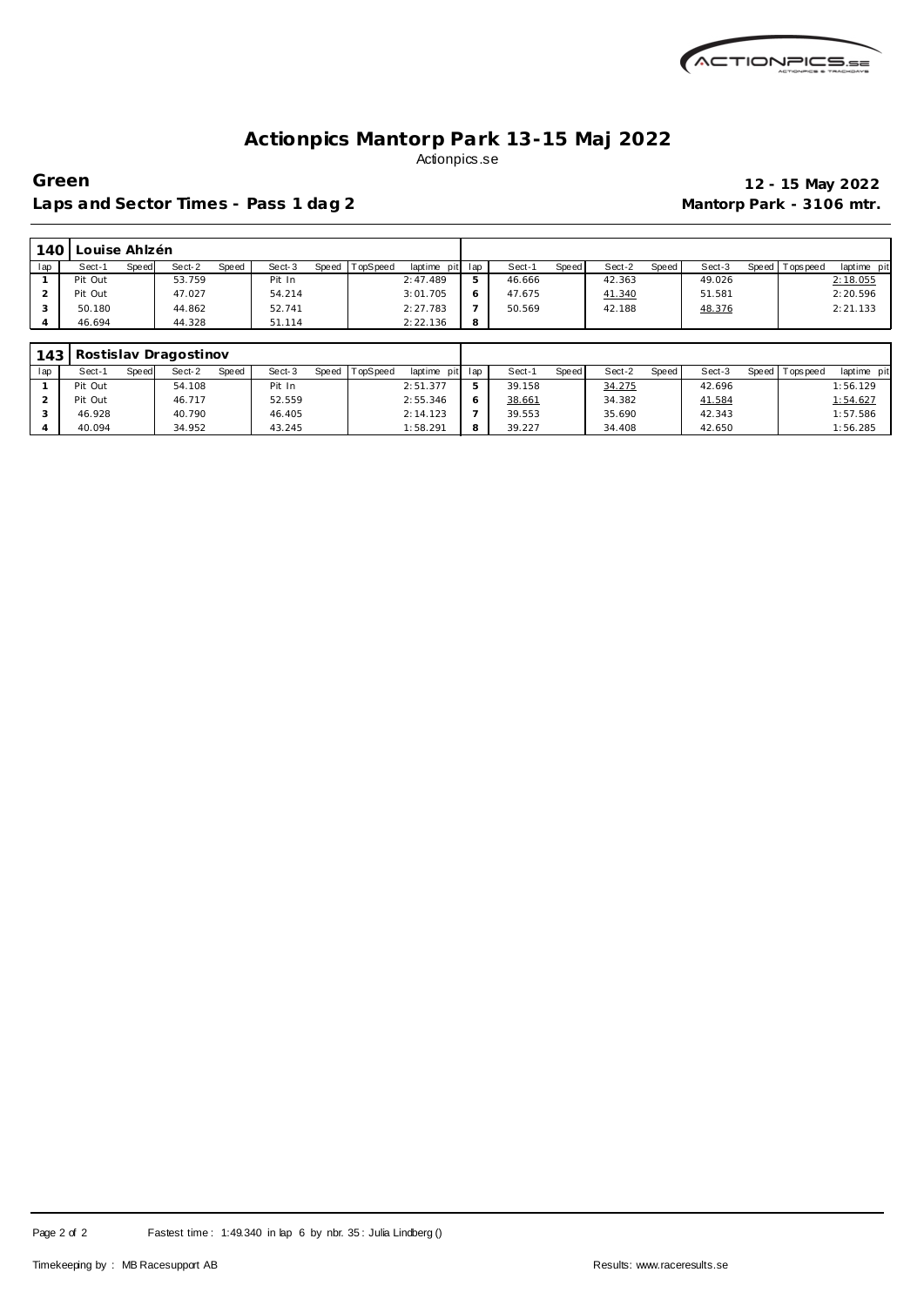# Actionpics Mantorp Park 13-15 Maj 2022

Actionpics.se

**Green** **12 - 15 May 2022**

**Laps and Sector Times - Pass 1 dag 2** **Mantorp Park - 3106 mtr.**

**140 Louise Ahlzén**

| lap | Sect-1 | Speed | Sect-2 | Speed | Sect-3 | Speed | TopSpeed | laptime pit | lap | Sect-1 | Speed | Sect-2 | Speed | Sect-3 | Speed | Topspeed | laptime pit |
|---|---|---|---|---|---|---|---|---|---|---|---|---|---|---|---|---|---|
| 1 | Pit Out | | 53.759 | | Pit In | | | 2:47.489 | 5 | 46.666 | | 42.363 | | 49.026 | | | 2:18.055 |
| 2 | Pit Out | | 47.027 | | 54.214 | | | 3:01.705 | 6 | 47.675 | | 41.340 | | 51.581 | | | 2:20.596 |
| 3 | 50.180 | | 44.862 | | 52.741 | | | 2:27.783 | 7 | 50.569 | | 42.188 | | 48.376 | | | 2:21.133 |
| 4 | 46.694 | | 44.328 | | 51.114 | | | 2:22.136 | 8 | | | | | | | | |

**143 Rostislav Dragostinov**

| lap | Sect-1 | Speed | Sect-2 | Speed | Sect-3 | Speed | TopSpeed | laptime pit | lap | Sect-1 | Speed | Sect-2 | Speed | Sect-3 | Speed | Topspeed | laptime pit |
|---|---|---|---|---|---|---|---|---|---|---|---|---|---|---|---|---|---|
| 1 | Pit Out | | 54.108 | | Pit In | | | 2:51.377 | 5 | 39.158 | | 34.275 | | 42.696 | | | 1:56.129 |
| 2 | Pit Out | | 46.717 | | 52.559 | | | 2:55.346 | 6 | 38.661 | | 34.382 | | 41.584 | | | 1:54.627 |
| 3 | 46.928 | | 40.790 | | 46.405 | | | 2:14.123 | 7 | 39.553 | | 35.690 | | 42.343 | | | 1:57.586 |
| 4 | 40.094 | | 34.952 | | 43.245 | | | 1:58.291 | 8 | 39.227 | | 34.408 | | 42.650 | | | 1:56.285 |

Fastest time : 1:49.340 in lap 6 by nbr. 35 : Julia Lindberg ()

Timekeeping by : MB Racesupport AB

Results: www.raceresults.se